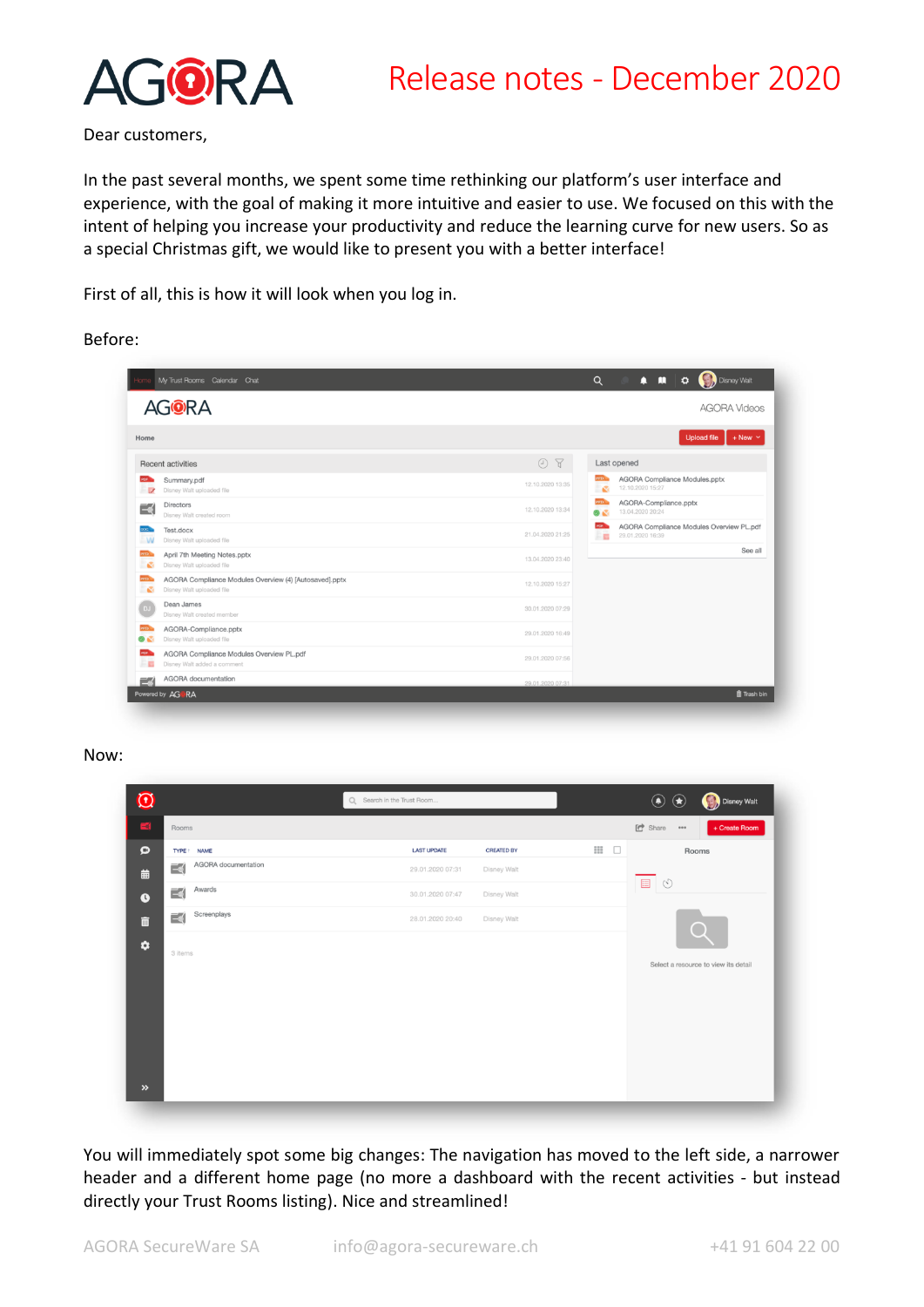# Release notes - December 2020

Dear customers,

In the past several months, we spent some time rethinking our platform's user interface and experience, with the goal of making it more intuitive and easier to use. We focused on this with the intent of helping you increase your productivity and reduce the learning curve for new users. So as a special Christmas gift, we would like to present you with a better interface!

First of all, this is how it will look when you log in.

Before:

Now:

You will immediately spot some big changes: The navigation has moved to the left side, a narrower header and a different home page (no more a dashboard with the recent activities - but instead directly your Trust Rooms listing). Nice and streamlined!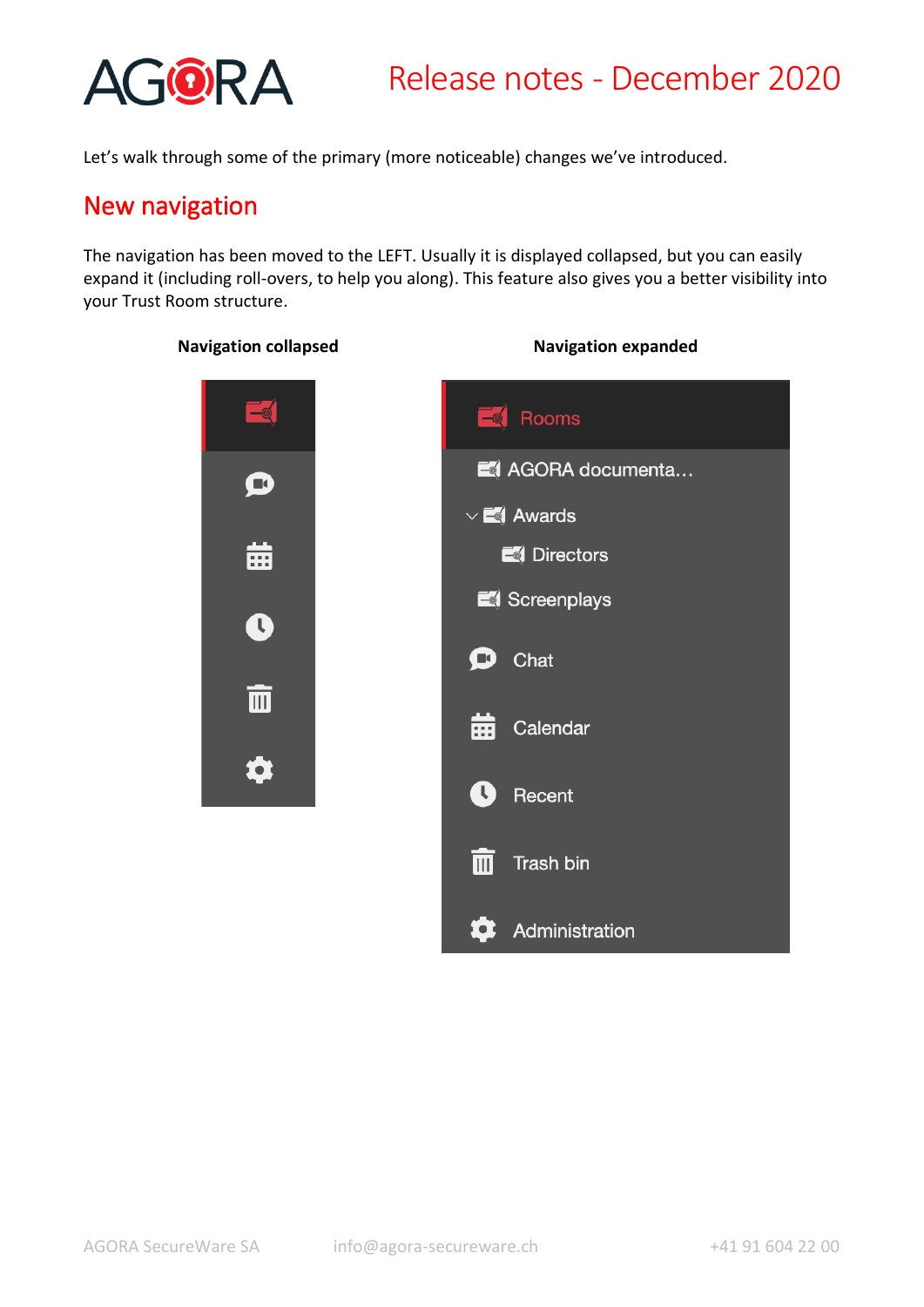Let's walk through some of the primary (more noticeable) changes we've introduced.

## New navigation

The navigation has been moved to the LEFT. Usually it is displayed collapsed, but you can easily expand it (including roll-overs, to help you along). This feature also gives you a better visibility into your Trust Room structure.

**Navigation collapsed**

**Navigation expanded**

Rooms
AGORA documenta…
Awards
Directors
Screenplays
Chat
Calendar
Recent
Trash bin
Administration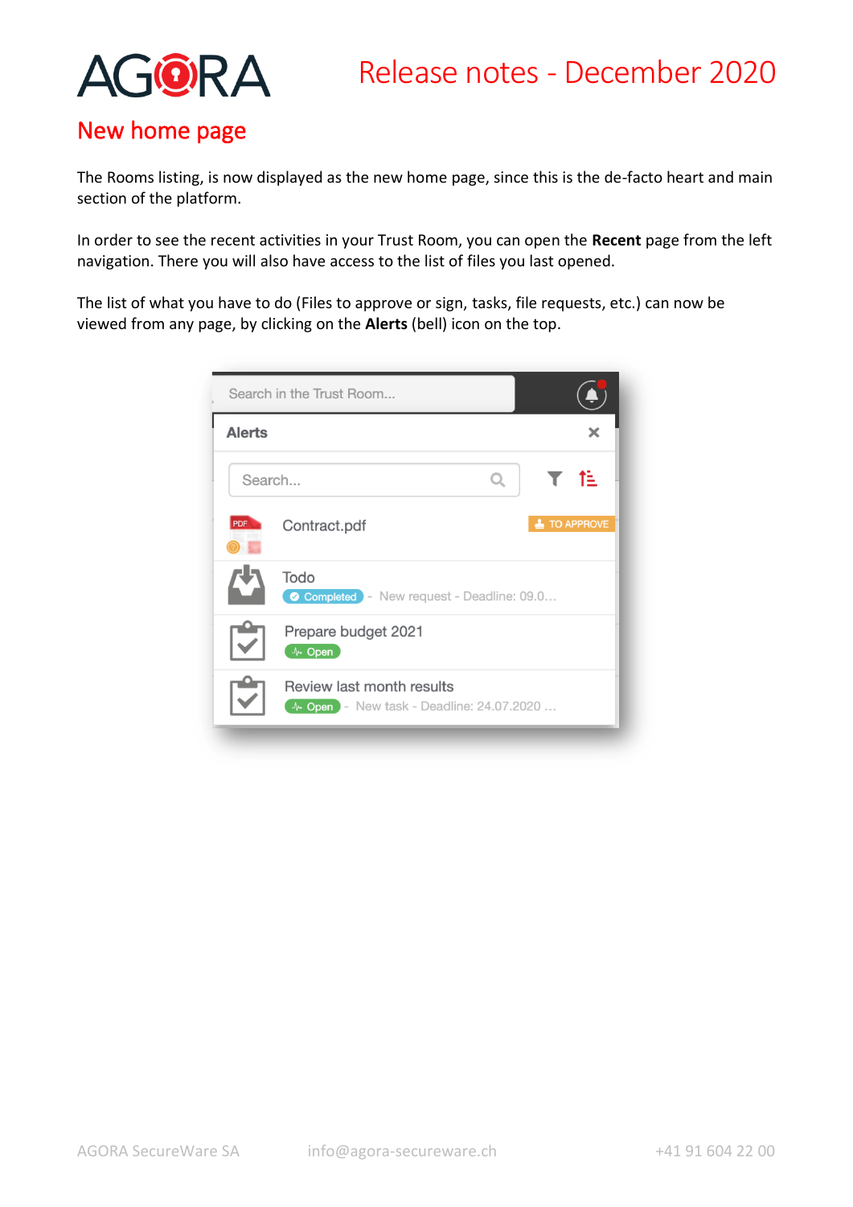## New home page

The Rooms listing, is now displayed as the new home page, since this is the de-facto heart and main section of the platform.

In order to see the recent activities in your Trust Room, you can open the **Recent** page from the left navigation. There you will also have access to the list of files you last opened.

The list of what you have to do (Files to approve or sign, tasks, file requests, etc.) can now be viewed from any page, by clicking on the **Alerts** (bell) icon on the top.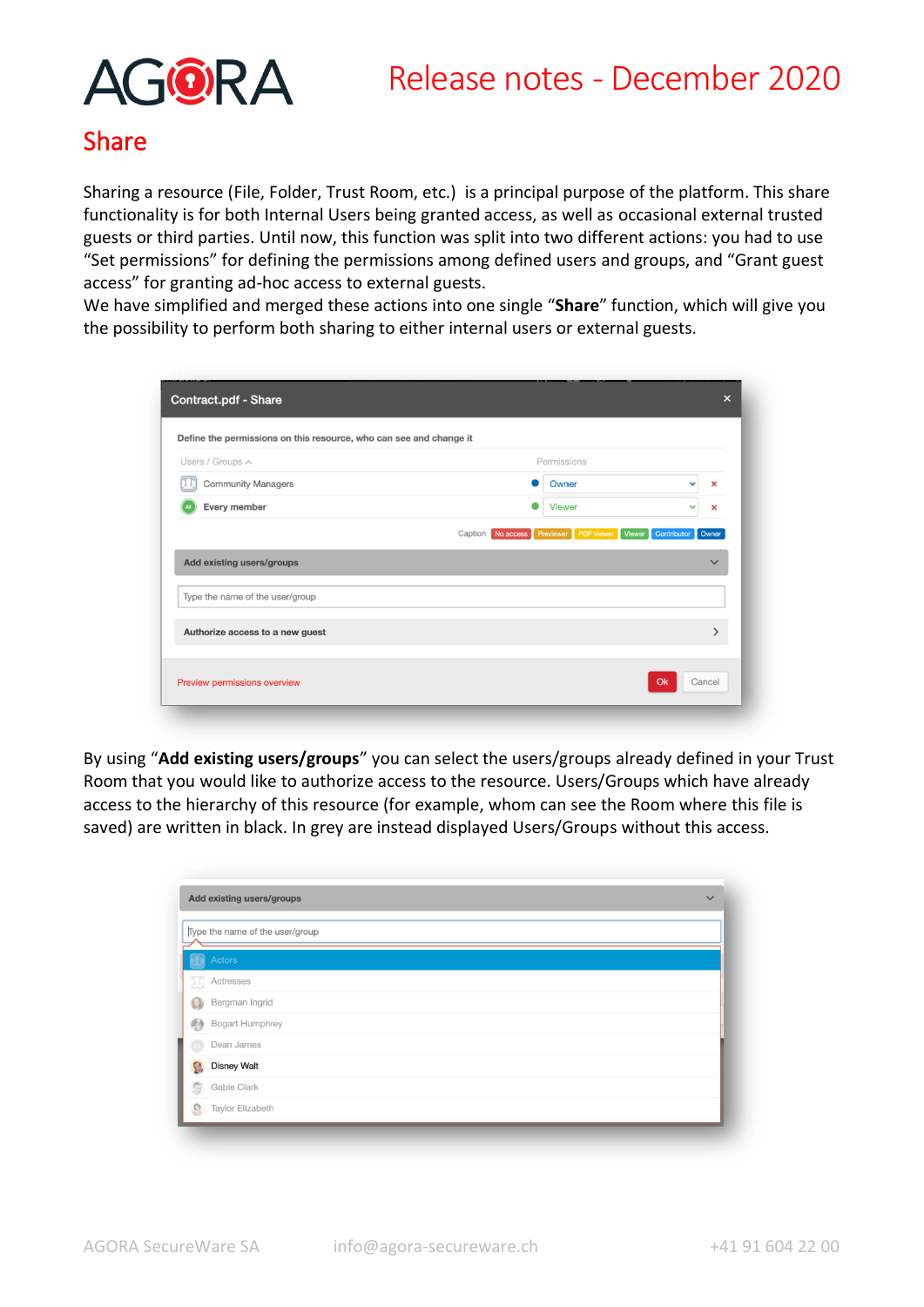## Share

Sharing a resource (File, Folder, Trust Room, etc.) is a principal purpose of the platform. This share functionality is for both Internal Users being granted access, as well as occasional external trusted guests or third parties. Until now, this function was split into two different actions: you had to use "Set permissions" for defining the permissions among defined users and groups, and "Grant guest access" for granting ad-hoc access to external guests.
We have simplified and merged these actions into one single "**Share**" function, which will give you the possibility to perform both sharing to either internal users or external guests.

By using "**Add existing users/groups**" you can select the users/groups already defined in your Trust Room that you would like to authorize access to the resource. Users/Groups which have already access to the hierarchy of this resource (for example, whom can see the Room where this file is saved) are written in black. In grey are instead displayed Users/Groups without this access.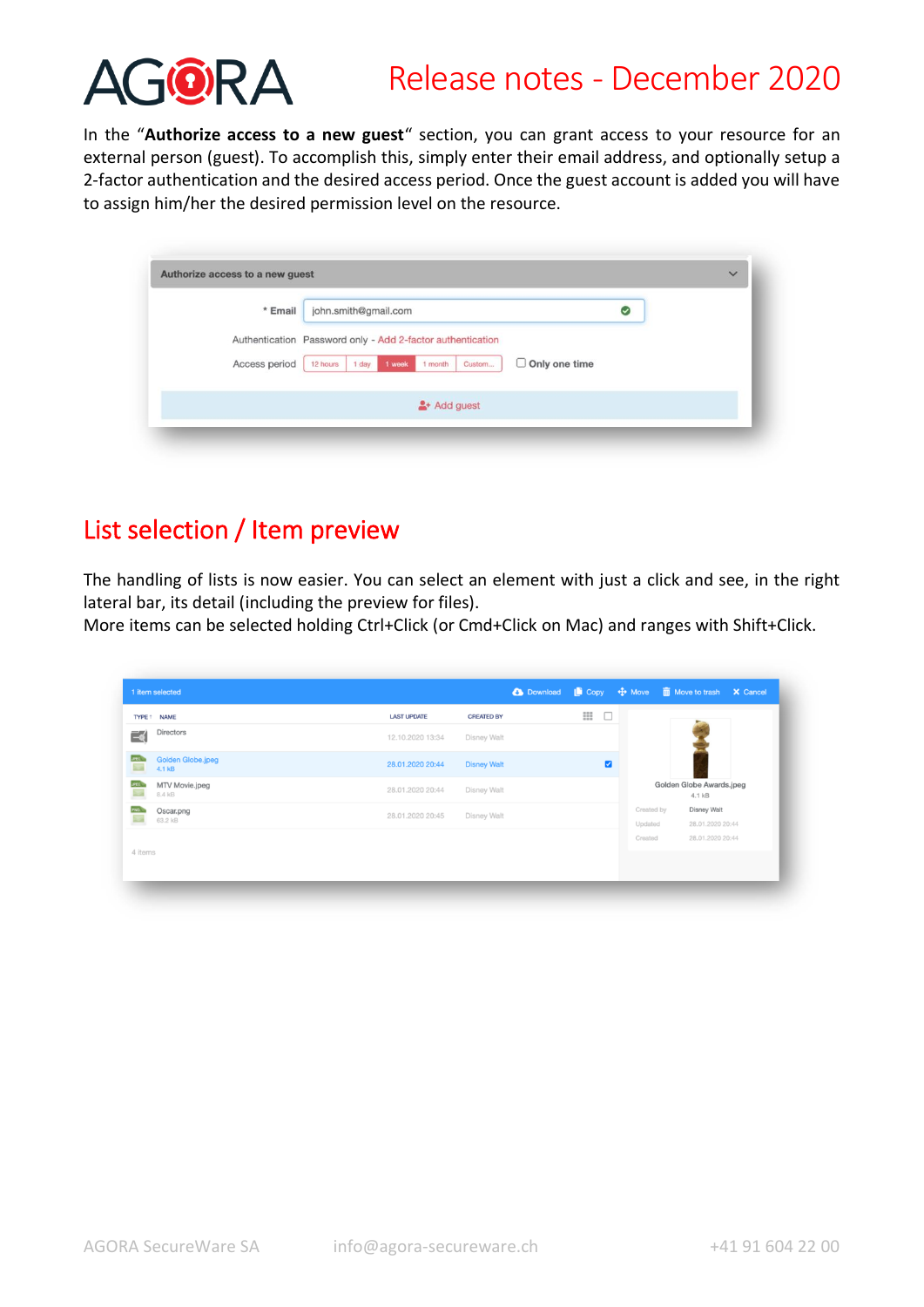In the “**Authorize access to a new guest**“ section, you can grant access to your resource for an external person (guest). To accomplish this, simply enter their email address, and optionally setup a 2-factor authentication and the desired access period. Once the guest account is added you will have to assign him/her the desired permission level on the resource.

## List selection / Item preview

The handling of lists is now easier. You can select an element with just a click and see, in the right lateral bar, its detail (including the preview for files).
More items can be selected holding Ctrl+Click (or Cmd+Click on Mac) and ranges with Shift+Click.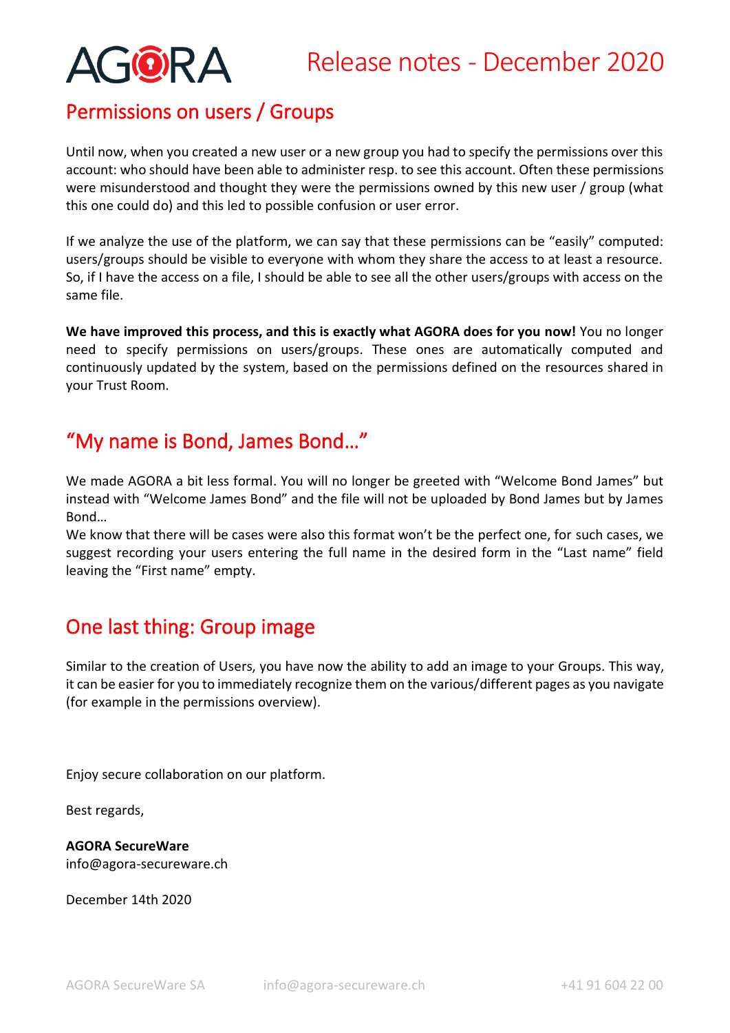# Release notes - December 2020

## Permissions on users / Groups

Until now, when you created a new user or a new group you had to specify the permissions over this account: who should have been able to administer resp. to see this account. Often these permissions were misunderstood and thought they were the permissions owned by this new user / group (what this one could do) and this led to possible confusion or user error.

If we analyze the use of the platform, we can say that these permissions can be "easily" computed: users/groups should be visible to everyone with whom they share the access to at least a resource. So, if I have the access on a file, I should be able to see all the other users/groups with access on the same file.

**We have improved this process, and this is exactly what AGORA does for you now!** You no longer need to specify permissions on users/groups. These ones are automatically computed and continuously updated by the system, based on the permissions defined on the resources shared in your Trust Room.

## "My name is Bond, James Bond…"

We made AGORA a bit less formal. You will no longer be greeted with "Welcome Bond James" but instead with "Welcome James Bond" and the file will not be uploaded by Bond James but by James Bond…

We know that there will be cases were also this format won't be the perfect one, for such cases, we suggest recording your users entering the full name in the desired form in the "Last name" field leaving the "First name" empty.

## One last thing: Group image

Similar to the creation of Users, you have now the ability to add an image to your Groups. This way, it can be easier for you to immediately recognize them on the various/different pages as you navigate (for example in the permissions overview).

Enjoy secure collaboration on our platform.

Best regards,

**AGORA SecureWare**
info@agora-secureware.ch

December 14th 2020